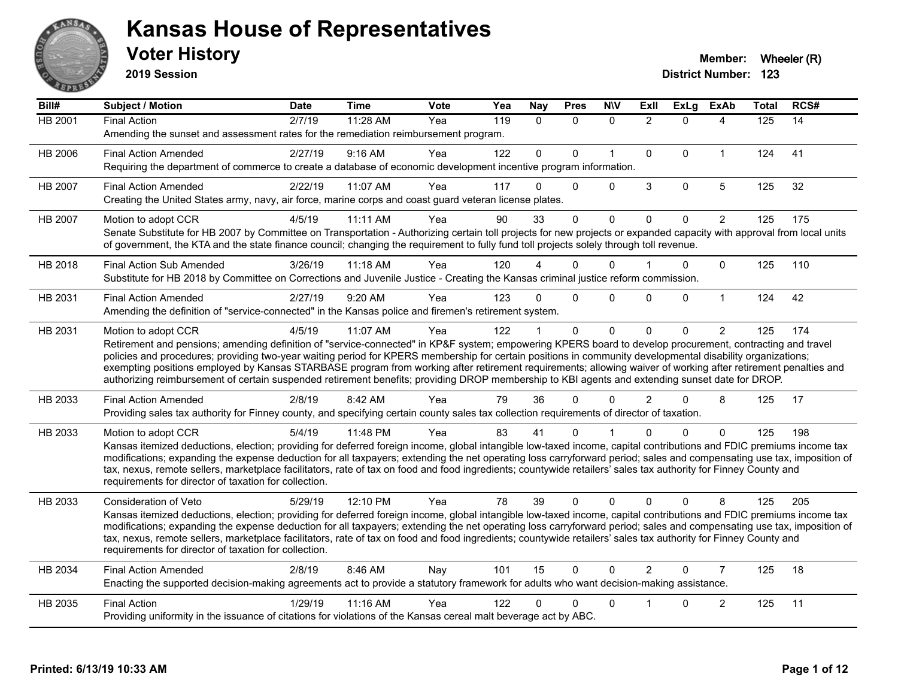# Kansas House of Representatives

## Voter History

**2019 Session**

**Member:** Wheeler (R)

**District Number:** 123

| Bill# | Subject / Motion | Date | Time | Vote | Yea | Nay | Pres | N\V | ExII | ExLg | ExAb | Total | RCS# |
|---|---|---|---|---|---|---|---|---|---|---|---|---|---|
| HB 2001 | Final Action | 2/7/19 | 11:28 AM | Yea | 119 | 0 | 0 | 0 | 2 | 0 | 4 | 125 | 14 |
| | Amending the sunset and assessment rates for the remediation reimbursement program. | | | | | | | | | | | | |
| HB 2006 | Final Action Amended | 2/27/19 | 9:16 AM | Yea | 122 | 0 | 0 | 1 | 0 | 0 | 1 | 124 | 41 |
| | Requiring the department of commerce to create a database of economic development incentive program information. | | | | | | | | | | | | |
| HB 2007 | Final Action Amended | 2/22/19 | 11:07 AM | Yea | 117 | 0 | 0 | 0 | 3 | 0 | 5 | 125 | 32 |
| | Creating the United States army, navy, air force, marine corps and coast guard veteran license plates. | | | | | | | | | | | | |
| HB 2007 | Motion to adopt CCR | 4/5/19 | 11:11 AM | Yea | 90 | 33 | 0 | 0 | 0 | 0 | 2 | 125 | 175 |
| | Senate Substitute for HB 2007 by Committee on Transportation - Authorizing certain toll projects for new projects or expanded capacity with approval from local units of government, the KTA and the state finance council; changing the requirement to fully fund toll projects solely through toll revenue. | | | | | | | | | | | | |
| HB 2018 | Final Action Sub Amended | 3/26/19 | 11:18 AM | Yea | 120 | 4 | 0 | 0 | 1 | 0 | 0 | 125 | 110 |
| | Substitute for HB 2018 by Committee on Corrections and Juvenile Justice - Creating the Kansas criminal justice reform commission. | | | | | | | | | | | | |
| HB 2031 | Final Action Amended | 2/27/19 | 9:20 AM | Yea | 123 | 0 | 0 | 0 | 0 | 0 | 1 | 124 | 42 |
| | Amending the definition of "service-connected" in the Kansas police and firemen's retirement system. | | | | | | | | | | | | |
| HB 2031 | Motion to adopt CCR | 4/5/19 | 11:07 AM | Yea | 122 | 1 | 0 | 0 | 0 | 0 | 2 | 125 | 174 |
| | Retirement and pensions; amending definition of "service-connected" in KP&F system; empowering KPERS board to develop procurement, contracting and travel policies and procedures; providing two-year waiting period for KPERS membership for certain positions in community developmental disability organizations; exempting positions employed by Kansas STARBASE program from working after retirement requirements; allowing waiver of working after retirement penalties and authorizing reimbursement of certain suspended retirement benefits; providing DROP membership to KBI agents and extending sunset date for DROP. | | | | | | | | | | | | |
| HB 2033 | Final Action Amended | 2/8/19 | 8:42 AM | Yea | 79 | 36 | 0 | 0 | 2 | 0 | 8 | 125 | 17 |
| | Providing sales tax authority for Finney county, and specifying certain county sales tax collection requirements of director of taxation. | | | | | | | | | | | | |
| HB 2033 | Motion to adopt CCR | 5/4/19 | 11:48 PM | Yea | 83 | 41 | 0 | 1 | 0 | 0 | 0 | 125 | 198 |
| | Kansas itemized deductions, election; providing for deferred foreign income, global intangible low-taxed income, capital contributions and FDIC premiums income tax modifications; expanding the expense deduction for all taxpayers; extending the net operating loss carryforward period; sales and compensating use tax, imposition of tax, nexus, remote sellers, marketplace facilitators, rate of tax on food and food ingredients; countywide retailers' sales tax authority for Finney County and requirements for director of taxation for collection. | | | | | | | | | | | | |
| HB 2033 | Consideration of Veto | 5/29/19 | 12:10 PM | Yea | 78 | 39 | 0 | 0 | 0 | 0 | 8 | 125 | 205 |
| | Kansas itemized deductions, election; providing for deferred foreign income, global intangible low-taxed income, capital contributions and FDIC premiums income tax modifications; expanding the expense deduction for all taxpayers; extending the net operating loss carryforward period; sales and compensating use tax, imposition of tax, nexus, remote sellers, marketplace facilitators, rate of tax on food and food ingredients; countywide retailers' sales tax authority for Finney County and requirements for director of taxation for collection. | | | | | | | | | | | | |
| HB 2034 | Final Action Amended | 2/8/19 | 8:46 AM | Nay | 101 | 15 | 0 | 0 | 2 | 0 | 7 | 125 | 18 |
| | Enacting the supported decision-making agreements act to provide a statutory framework for adults who want decision-making assistance. | | | | | | | | | | | | |
| HB 2035 | Final Action | 1/29/19 | 11:16 AM | Yea | 122 | 0 | 0 | 0 | 1 | 0 | 2 | 125 | 11 |
| | Providing uniformity in the issuance of citations for violations of the Kansas cereal malt beverage act by ABC. | | | | | | | | | | | | |

Printed: 6/13/19 10:33 AM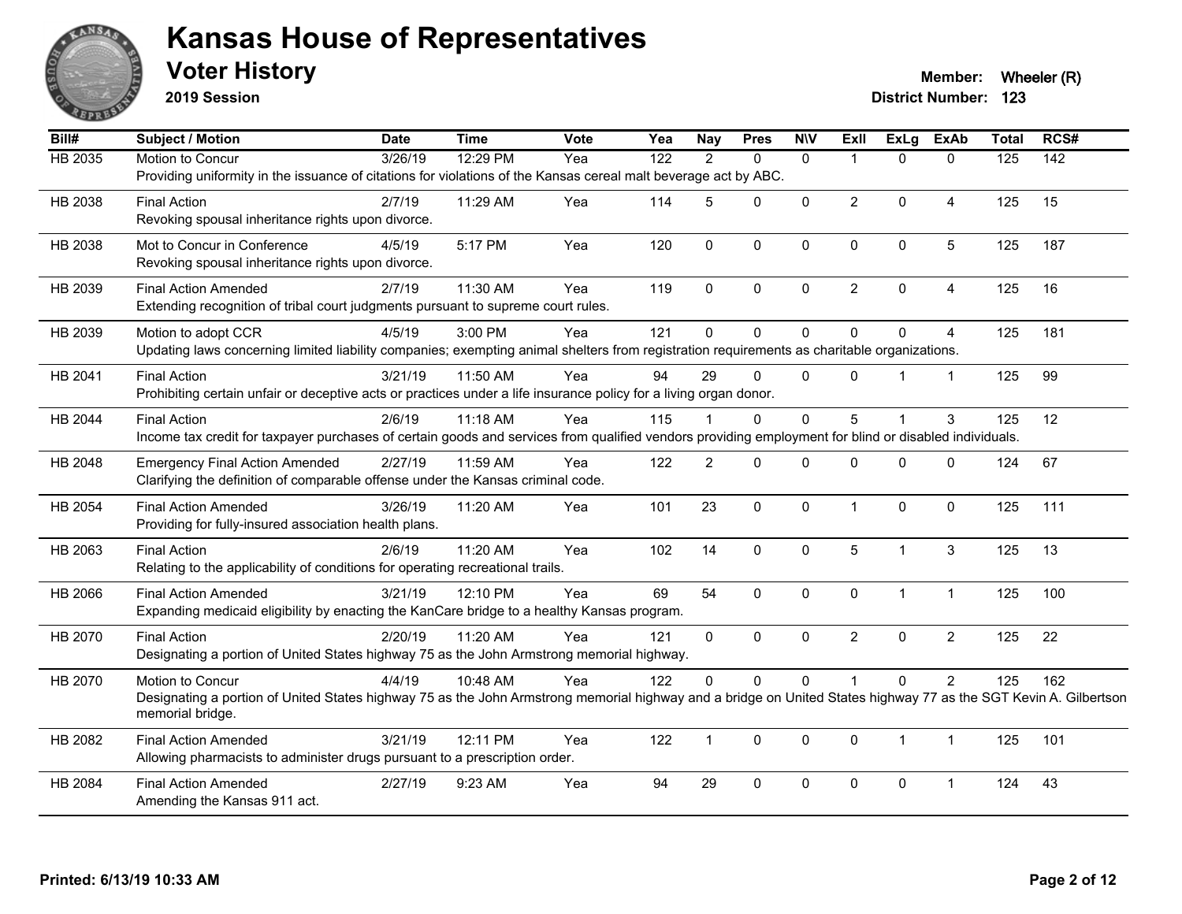# Kansas House of Representatives

## Voter History

**2019 Session**

**Member:** Wheeler (R)
**District Number:** 123

| Bill# | Subject / Motion | Date | Time | Vote | Yea | Nay | Pres | N\V | ExII | ExLg | ExAb | Total | RCS# |
|---|---|---|---|---|---|---|---|---|---|---|---|---|---|
| HB 2035 | Motion to Concur | 3/26/19 | 12:29 PM | Yea | 122 | 2 | 0 | 0 | 1 | 0 | 0 | 125 | 142 |
| | Providing uniformity in the issuance of citations for violations of the Kansas cereal malt beverage act by ABC. | | | | | | | | | | | | |
| HB 2038 | Final Action | 2/7/19 | 11:29 AM | Yea | 114 | 5 | 0 | 0 | 2 | 0 | 4 | 125 | 15 |
| | Revoking spousal inheritance rights upon divorce. | | | | | | | | | | | | |
| HB 2038 | Mot to Concur in Conference | 4/5/19 | 5:17 PM | Yea | 120 | 0 | 0 | 0 | 0 | 0 | 5 | 125 | 187 |
| | Revoking spousal inheritance rights upon divorce. | | | | | | | | | | | | |
| HB 2039 | Final Action Amended | 2/7/19 | 11:30 AM | Yea | 119 | 0 | 0 | 0 | 2 | 0 | 4 | 125 | 16 |
| | Extending recognition of tribal court judgments pursuant to supreme court rules. | | | | | | | | | | | | |
| HB 2039 | Motion to adopt CCR | 4/5/19 | 3:00 PM | Yea | 121 | 0 | 0 | 0 | 0 | 0 | 4 | 125 | 181 |
| | Updating laws concerning limited liability companies; exempting animal shelters from registration requirements as charitable organizations. | | | | | | | | | | | | |
| HB 2041 | Final Action | 3/21/19 | 11:50 AM | Yea | 94 | 29 | 0 | 0 | 0 | 1 | 1 | 125 | 99 |
| | Prohibiting certain unfair or deceptive acts or practices under a life insurance policy for a living organ donor. | | | | | | | | | | | | |
| HB 2044 | Final Action | 2/6/19 | 11:18 AM | Yea | 115 | 1 | 0 | 0 | 5 | 1 | 3 | 125 | 12 |
| | Income tax credit for taxpayer purchases of certain goods and services from qualified vendors providing employment for blind or disabled individuals. | | | | | | | | | | | | |
| HB 2048 | Emergency Final Action Amended | 2/27/19 | 11:59 AM | Yea | 122 | 2 | 0 | 0 | 0 | 0 | 0 | 124 | 67 |
| | Clarifying the definition of comparable offense under the Kansas criminal code. | | | | | | | | | | | | |
| HB 2054 | Final Action Amended | 3/26/19 | 11:20 AM | Yea | 101 | 23 | 0 | 0 | 1 | 0 | 0 | 125 | 111 |
| | Providing for fully-insured association health plans. | | | | | | | | | | | | |
| HB 2063 | Final Action | 2/6/19 | 11:20 AM | Yea | 102 | 14 | 0 | 0 | 5 | 1 | 3 | 125 | 13 |
| | Relating to the applicability of conditions for operating recreational trails. | | | | | | | | | | | | |
| HB 2066 | Final Action Amended | 3/21/19 | 12:10 PM | Yea | 69 | 54 | 0 | 0 | 0 | 1 | 1 | 125 | 100 |
| | Expanding medicaid eligibility by enacting the KanCare bridge to a healthy Kansas program. | | | | | | | | | | | | |
| HB 2070 | Final Action | 2/20/19 | 11:20 AM | Yea | 121 | 0 | 0 | 0 | 2 | 0 | 2 | 125 | 22 |
| | Designating a portion of United States highway 75 as the John Armstrong memorial highway. | | | | | | | | | | | | |
| HB 2070 | Motion to Concur | 4/4/19 | 10:48 AM | Yea | 122 | 0 | 0 | 0 | 1 | 0 | 2 | 125 | 162 |
| | Designating a portion of United States highway 75 as the John Armstrong memorial highway and a bridge on United States highway 77 as the SGT Kevin A. Gilbertson memorial bridge. | | | | | | | | | | | | |
| HB 2082 | Final Action Amended | 3/21/19 | 12:11 PM | Yea | 122 | 1 | 0 | 0 | 0 | 1 | 1 | 125 | 101 |
| | Allowing pharmacists to administer drugs pursuant to a prescription order. | | | | | | | | | | | | |
| HB 2084 | Final Action Amended | 2/27/19 | 9:23 AM | Yea | 94 | 29 | 0 | 0 | 0 | 0 | 1 | 124 | 43 |
| | Amending the Kansas 911 act. | | | | | | | | | | | | |

**Printed: 6/13/19 10:33 AM**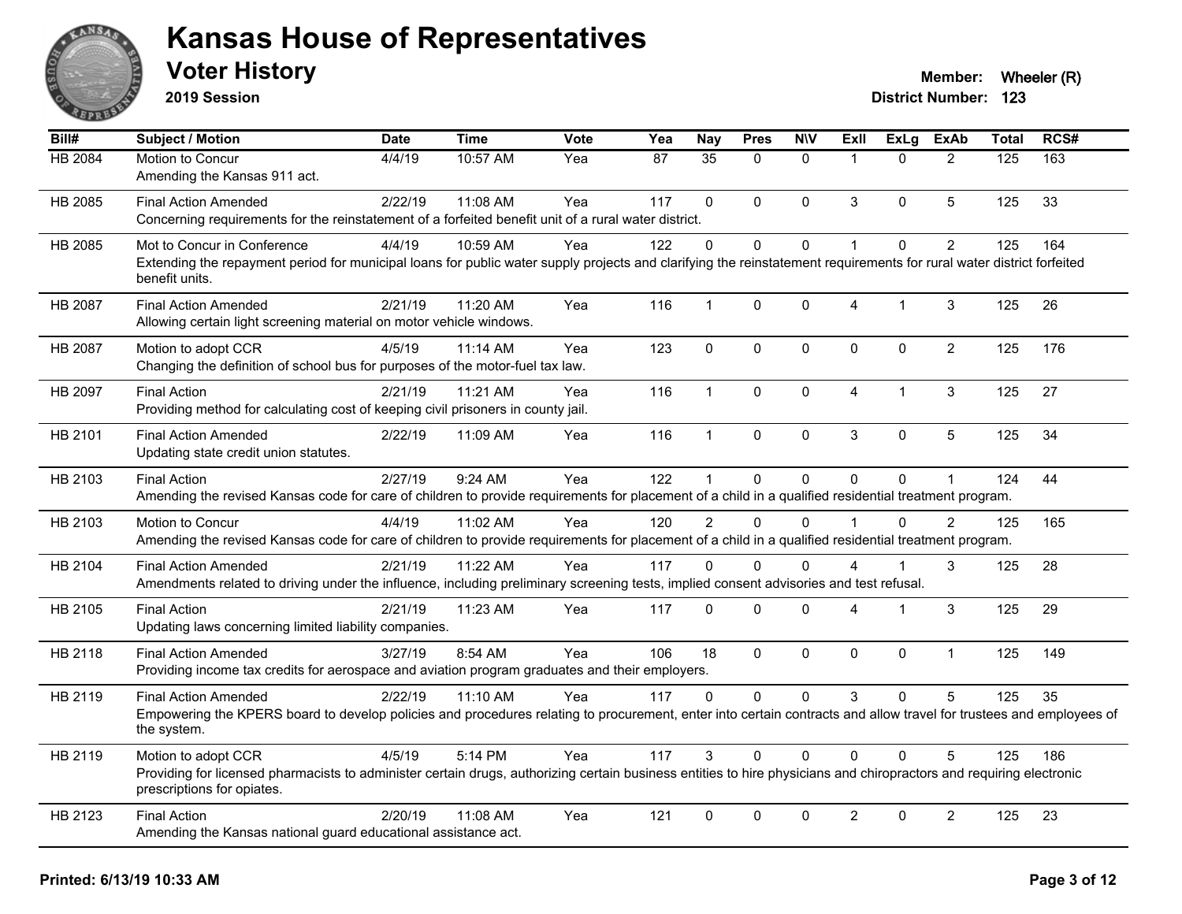# Kansas House of Representatives

## Voter History

**2019 Session**

**Member:** Wheeler (R)
**District Number:** 123

| Bill# | Subject / Motion | Date | Time | Vote | Yea | Nay | Pres | N\V | ExII | ExLg | ExAb | Total | RCS# |
|---|---|---|---|---|---|---|---|---|---|---|---|---|---|
| HB 2084 | Motion to Concur<br>Amending the Kansas 911 act. | 4/4/19 | 10:57 AM | Yea | 87 | 35 | 0 | 0 | 1 | 0 | 2 | 125 | 163 |
| HB 2085 | Final Action Amended<br>Concerning requirements for the reinstatement of a forfeited benefit unit of a rural water district. | 2/22/19 | 11:08 AM | Yea | 117 | 0 | 0 | 0 | 3 | 0 | 5 | 125 | 33 |
| HB 2085 | Mot to Concur in Conference<br>Extending the repayment period for municipal loans for public water supply projects and clarifying the reinstatement requirements for rural water district forfeited benefit units. | 4/4/19 | 10:59 AM | Yea | 122 | 0 | 0 | 0 | 1 | 0 | 2 | 125 | 164 |
| HB 2087 | Final Action Amended<br>Allowing certain light screening material on motor vehicle windows. | 2/21/19 | 11:20 AM | Yea | 116 | 1 | 0 | 0 | 4 | 1 | 3 | 125 | 26 |
| HB 2087 | Motion to adopt CCR<br>Changing the definition of school bus for purposes of the motor-fuel tax law. | 4/5/19 | 11:14 AM | Yea | 123 | 0 | 0 | 0 | 0 | 0 | 2 | 125 | 176 |
| HB 2097 | Final Action<br>Providing method for calculating cost of keeping civil prisoners in county jail. | 2/21/19 | 11:21 AM | Yea | 116 | 1 | 0 | 0 | 4 | 1 | 3 | 125 | 27 |
| HB 2101 | Final Action Amended<br>Updating state credit union statutes. | 2/22/19 | 11:09 AM | Yea | 116 | 1 | 0 | 0 | 3 | 0 | 5 | 125 | 34 |
| HB 2103 | Final Action<br>Amending the revised Kansas code for care of children to provide requirements for placement of a child in a qualified residential treatment program. | 2/27/19 | 9:24 AM | Yea | 122 | 1 | 0 | 0 | 0 | 0 | 1 | 124 | 44 |
| HB 2103 | Motion to Concur<br>Amending the revised Kansas code for care of children to provide requirements for placement of a child in a qualified residential treatment program. | 4/4/19 | 11:02 AM | Yea | 120 | 2 | 0 | 0 | 1 | 0 | 2 | 125 | 165 |
| HB 2104 | Final Action Amended<br>Amendments related to driving under the influence, including preliminary screening tests, implied consent advisories and test refusal. | 2/21/19 | 11:22 AM | Yea | 117 | 0 | 0 | 0 | 4 | 1 | 3 | 125 | 28 |
| HB 2105 | Final Action<br>Updating laws concerning limited liability companies. | 2/21/19 | 11:23 AM | Yea | 117 | 0 | 0 | 0 | 4 | 1 | 3 | 125 | 29 |
| HB 2118 | Final Action Amended<br>Providing income tax credits for aerospace and aviation program graduates and their employers. | 3/27/19 | 8:54 AM | Yea | 106 | 18 | 0 | 0 | 0 | 0 | 1 | 125 | 149 |
| HB 2119 | Final Action Amended<br>Empowering the KPERS board to develop policies and procedures relating to procurement, enter into certain contracts and allow travel for trustees and employees of the system. | 2/22/19 | 11:10 AM | Yea | 117 | 0 | 0 | 0 | 3 | 0 | 5 | 125 | 35 |
| HB 2119 | Motion to adopt CCR<br>Providing for licensed pharmacists to administer certain drugs, authorizing certain business entities to hire physicians and chiropractors and requiring electronic prescriptions for opiates. | 4/5/19 | 5:14 PM | Yea | 117 | 3 | 0 | 0 | 0 | 0 | 5 | 125 | 186 |
| HB 2123 | Final Action<br>Amending the Kansas national guard educational assistance act. | 2/20/19 | 11:08 AM | Yea | 121 | 0 | 0 | 0 | 2 | 0 | 2 | 125 | 23 |

**Printed: 6/13/19 10:33 AM**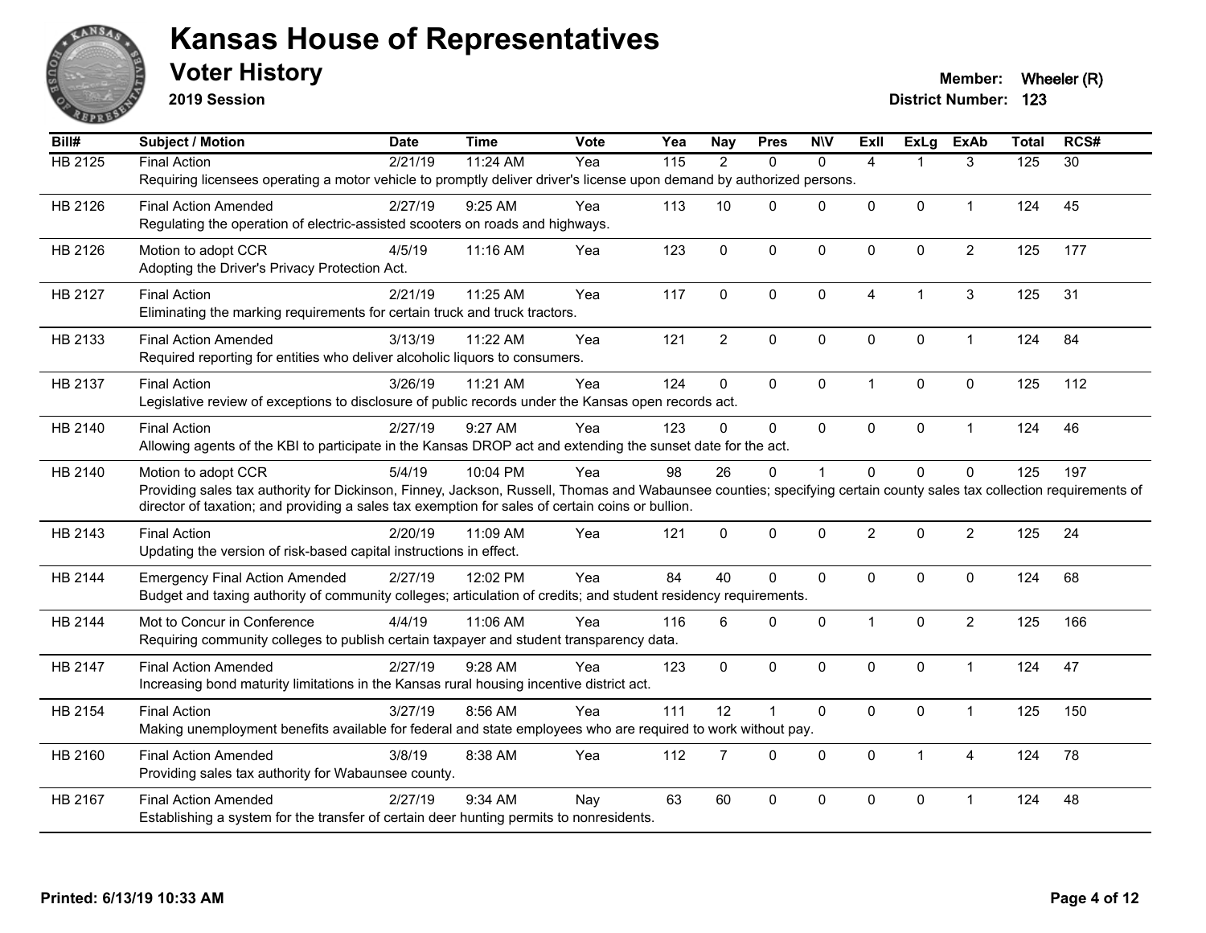# Kansas House of Representatives

## Voter History

**2019 Session**

**Member:** Wheeler (R)
**District Number:** 123

| Bill# | Subject / Motion | Date | Time | Vote | Yea | Nay | Pres | N\V | ExII | ExLg | ExAb | Total | RCS# |
|---|---|---|---|---|---|---|---|---|---|---|---|---|---|
| HB 2125 | Final Action | 2/21/19 | 11:24 AM | Yea | 115 | 2 | 0 | 0 | 4 | 1 | 3 | 125 | 30 |
| | Requiring licensees operating a motor vehicle to promptly deliver driver's license upon demand by authorized persons. | | | | | | | | | | | | |
| HB 2126 | Final Action Amended | 2/27/19 | 9:25 AM | Yea | 113 | 10 | 0 | 0 | 0 | 0 | 1 | 124 | 45 |
| | Regulating the operation of electric-assisted scooters on roads and highways. | | | | | | | | | | | | |
| HB 2126 | Motion to adopt CCR | 4/5/19 | 11:16 AM | Yea | 123 | 0 | 0 | 0 | 0 | 0 | 2 | 125 | 177 |
| | Adopting the Driver's Privacy Protection Act. | | | | | | | | | | | | |
| HB 2127 | Final Action | 2/21/19 | 11:25 AM | Yea | 117 | 0 | 0 | 0 | 4 | 1 | 3 | 125 | 31 |
| | Eliminating the marking requirements for certain truck and truck tractors. | | | | | | | | | | | | |
| HB 2133 | Final Action Amended | 3/13/19 | 11:22 AM | Yea | 121 | 2 | 0 | 0 | 0 | 0 | 1 | 124 | 84 |
| | Required reporting for entities who deliver alcoholic liquors to consumers. | | | | | | | | | | | | |
| HB 2137 | Final Action | 3/26/19 | 11:21 AM | Yea | 124 | 0 | 0 | 0 | 1 | 0 | 0 | 125 | 112 |
| | Legislative review of exceptions to disclosure of public records under the Kansas open records act. | | | | | | | | | | | | |
| HB 2140 | Final Action | 2/27/19 | 9:27 AM | Yea | 123 | 0 | 0 | 0 | 0 | 0 | 1 | 124 | 46 |
| | Allowing agents of the KBI to participate in the Kansas DROP act and extending the sunset date for the act. | | | | | | | | | | | | |
| HB 2140 | Motion to adopt CCR | 5/4/19 | 10:04 PM | Yea | 98 | 26 | 0 | 1 | 0 | 0 | 0 | 125 | 197 |
| | Providing sales tax authority for Dickinson, Finney, Jackson, Russell, Thomas and Wabaunsee counties; specifying certain county sales tax collection requirements of director of taxation; and providing a sales tax exemption for sales of certain coins or bullion. | | | | | | | | | | | | |
| HB 2143 | Final Action | 2/20/19 | 11:09 AM | Yea | 121 | 0 | 0 | 0 | 2 | 0 | 2 | 125 | 24 |
| | Updating the version of risk-based capital instructions in effect. | | | | | | | | | | | | |
| HB 2144 | Emergency Final Action Amended | 2/27/19 | 12:02 PM | Yea | 84 | 40 | 0 | 0 | 0 | 0 | 0 | 124 | 68 |
| | Budget and taxing authority of community colleges; articulation of credits; and student residency requirements. | | | | | | | | | | | | |
| HB 2144 | Mot to Concur in Conference | 4/4/19 | 11:06 AM | Yea | 116 | 6 | 0 | 0 | 1 | 0 | 2 | 125 | 166 |
| | Requiring community colleges to publish certain taxpayer and student transparency data. | | | | | | | | | | | | |
| HB 2147 | Final Action Amended | 2/27/19 | 9:28 AM | Yea | 123 | 0 | 0 | 0 | 0 | 0 | 1 | 124 | 47 |
| | Increasing bond maturity limitations in the Kansas rural housing incentive district act. | | | | | | | | | | | | |
| HB 2154 | Final Action | 3/27/19 | 8:56 AM | Yea | 111 | 12 | 1 | 0 | 0 | 0 | 1 | 125 | 150 |
| | Making unemployment benefits available for federal and state employees who are required to work without pay. | | | | | | | | | | | | |
| HB 2160 | Final Action Amended | 3/8/19 | 8:38 AM | Yea | 112 | 7 | 0 | 0 | 0 | 1 | 4 | 124 | 78 |
| | Providing sales tax authority for Wabaunsee county. | | | | | | | | | | | | |
| HB 2167 | Final Action Amended | 2/27/19 | 9:34 AM | Nay | 63 | 60 | 0 | 0 | 0 | 0 | 1 | 124 | 48 |
| | Establishing a system for the transfer of certain deer hunting permits to nonresidents. | | | | | | | | | | | | |

Printed: 6/13/19 10:33 AM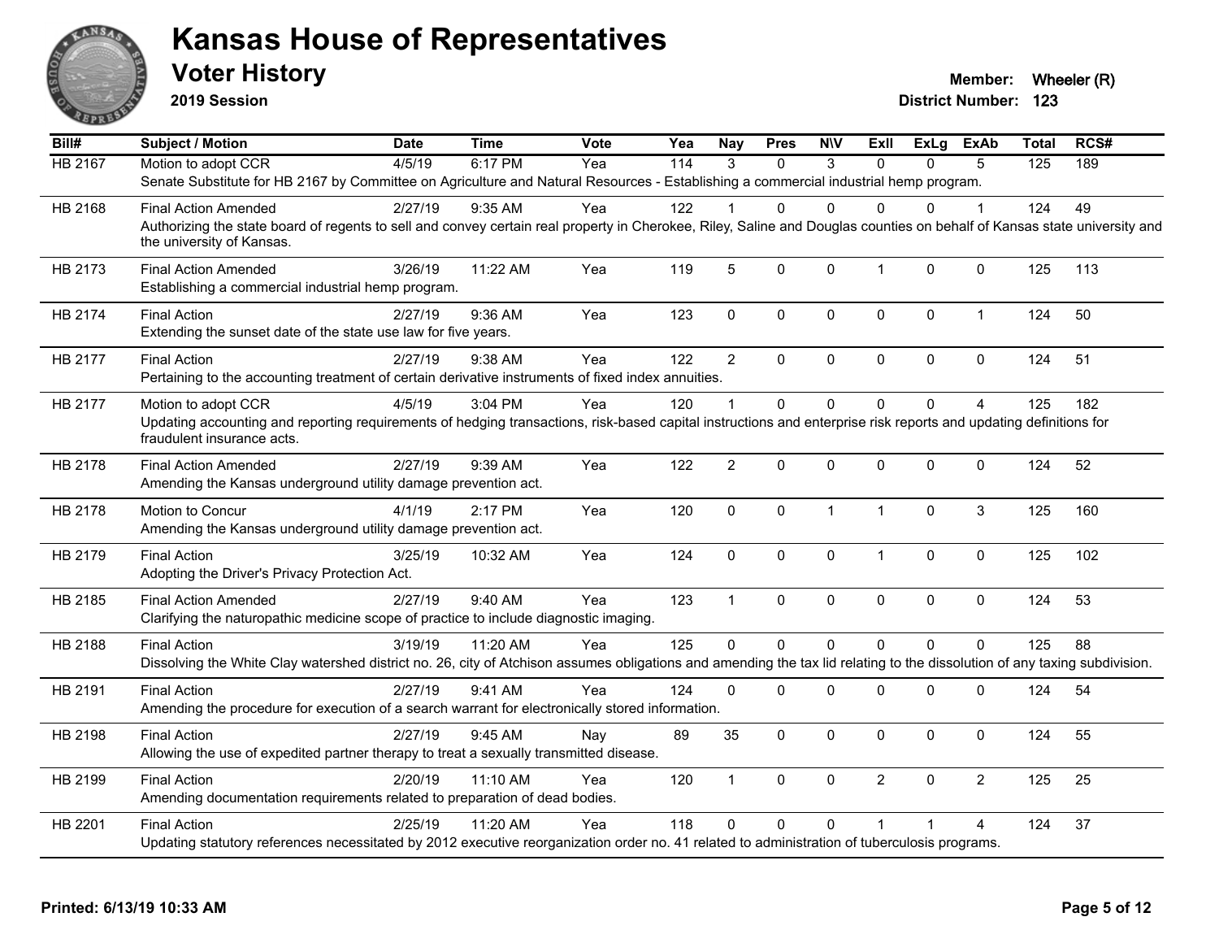# Kansas House of Representatives

## Voter History

**2019 Session**

**Member:** Wheeler (R)
**District Number:** 123

| Bill# | Subject / Motion | Date | Time | Vote | Yea | Nay | Pres | N\V | ExII | ExLg | ExAb | Total | RCS# |
|---|---|---|---|---|---|---|---|---|---|---|---|---|---|
| HB 2167 | Motion to adopt CCR | 4/5/19 | 6:17 PM | Yea | 114 | 3 | 0 | 3 | 0 | 0 | 5 | 125 | 189 |
| | Senate Substitute for HB 2167 by Committee on Agriculture and Natural Resources - Establishing a commercial industrial hemp program. | | | | | | | | | | | | |
| HB 2168 | Final Action Amended | 2/27/19 | 9:35 AM | Yea | 122 | 1 | 0 | 0 | 0 | 0 | 1 | 124 | 49 |
| | Authorizing the state board of regents to sell and convey certain real property in Cherokee, Riley, Saline and Douglas counties on behalf of Kansas state university and the university of Kansas. | | | | | | | | | | | | |
| HB 2173 | Final Action Amended | 3/26/19 | 11:22 AM | Yea | 119 | 5 | 0 | 0 | 1 | 0 | 0 | 125 | 113 |
| | Establishing a commercial industrial hemp program. | | | | | | | | | | | | |
| HB 2174 | Final Action | 2/27/19 | 9:36 AM | Yea | 123 | 0 | 0 | 0 | 0 | 0 | 1 | 124 | 50 |
| | Extending the sunset date of the state use law for five years. | | | | | | | | | | | | |
| HB 2177 | Final Action | 2/27/19 | 9:38 AM | Yea | 122 | 2 | 0 | 0 | 0 | 0 | 0 | 124 | 51 |
| | Pertaining to the accounting treatment of certain derivative instruments of fixed index annuities. | | | | | | | | | | | | |
| HB 2177 | Motion to adopt CCR | 4/5/19 | 3:04 PM | Yea | 120 | 1 | 0 | 0 | 0 | 0 | 4 | 125 | 182 |
| | Updating accounting and reporting requirements of hedging transactions, risk-based capital instructions and enterprise risk reports and updating definitions for fraudulent insurance acts. | | | | | | | | | | | | |
| HB 2178 | Final Action Amended | 2/27/19 | 9:39 AM | Yea | 122 | 2 | 0 | 0 | 0 | 0 | 0 | 124 | 52 |
| | Amending the Kansas underground utility damage prevention act. | | | | | | | | | | | | |
| HB 2178 | Motion to Concur | 4/1/19 | 2:17 PM | Yea | 120 | 0 | 0 | 1 | 1 | 0 | 3 | 125 | 160 |
| | Amending the Kansas underground utility damage prevention act. | | | | | | | | | | | | |
| HB 2179 | Final Action | 3/25/19 | 10:32 AM | Yea | 124 | 0 | 0 | 0 | 1 | 0 | 0 | 125 | 102 |
| | Adopting the Driver's Privacy Protection Act. | | | | | | | | | | | | |
| HB 2185 | Final Action Amended | 2/27/19 | 9:40 AM | Yea | 123 | 1 | 0 | 0 | 0 | 0 | 0 | 124 | 53 |
| | Clarifying the naturopathic medicine scope of practice to include diagnostic imaging. | | | | | | | | | | | | |
| HB 2188 | Final Action | 3/19/19 | 11:20 AM | Yea | 125 | 0 | 0 | 0 | 0 | 0 | 0 | 125 | 88 |
| | Dissolving the White Clay watershed district no. 26, city of Atchison assumes obligations and amending the tax lid relating to the dissolution of any taxing subdivision. | | | | | | | | | | | | |
| HB 2191 | Final Action | 2/27/19 | 9:41 AM | Yea | 124 | 0 | 0 | 0 | 0 | 0 | 0 | 124 | 54 |
| | Amending the procedure for execution of a search warrant for electronically stored information. | | | | | | | | | | | | |
| HB 2198 | Final Action | 2/27/19 | 9:45 AM | Nay | 89 | 35 | 0 | 0 | 0 | 0 | 0 | 124 | 55 |
| | Allowing the use of expedited partner therapy to treat a sexually transmitted disease. | | | | | | | | | | | | |
| HB 2199 | Final Action | 2/20/19 | 11:10 AM | Yea | 120 | 1 | 0 | 0 | 2 | 0 | 2 | 125 | 25 |
| | Amending documentation requirements related to preparation of dead bodies. | | | | | | | | | | | | |
| HB 2201 | Final Action | 2/25/19 | 11:20 AM | Yea | 118 | 0 | 0 | 0 | 1 | 1 | 4 | 124 | 37 |
| | Updating statutory references necessitated by 2012 executive reorganization order no. 41 related to administration of tuberculosis programs. | | | | | | | | | | | | |

**Printed: 6/13/19 10:33 AM**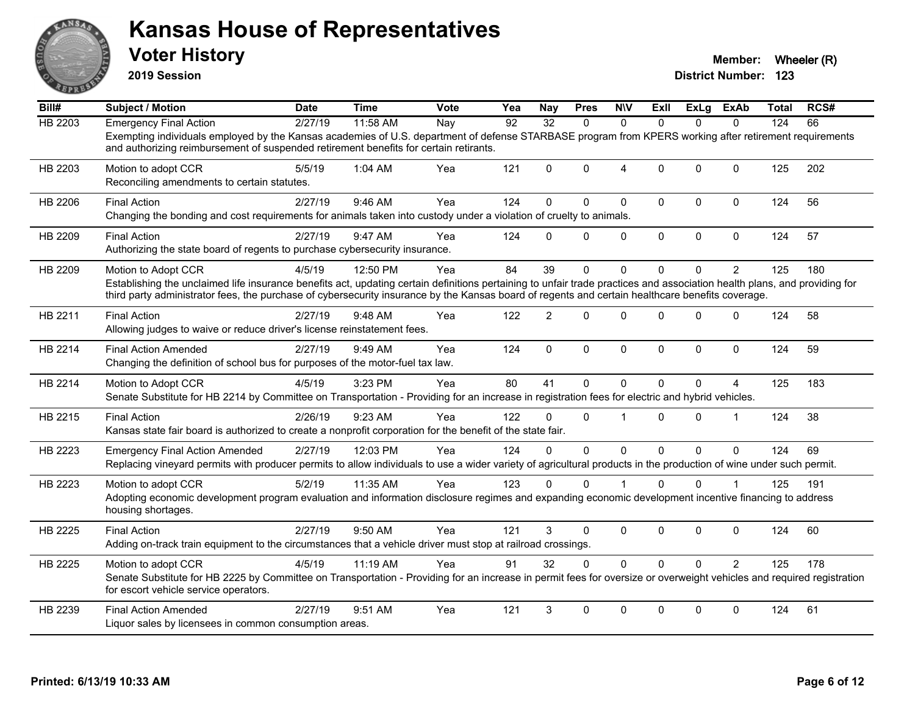# Kansas House of Representatives

## Voter History

**2019 Session**

**Member:** Wheeler (R)
**District Number:** 123

| Bill# | Subject / Motion | Date | Time | Vote | Yea | Nay | Pres | N\V | ExII | ExLg | ExAb | Total | RCS# |
|---|---|---|---|---|---|---|---|---|---|---|---|---|---|
| HB 2203 | Emergency Final Action | 2/27/19 | 11:58 AM | Nay | 92 | 32 | 0 | 0 | 0 | 0 | 0 | 124 | 66 |
| | Exempting individuals employed by the Kansas academies of U.S. department of defense STARBASE program from KPERS working after retirement requirements and authorizing reimbursement of suspended retirement benefits for certain retirants. | | | | | | | | | | | | |
| HB 2203 | Motion to adopt CCR | 5/5/19 | 1:04 AM | Yea | 121 | 0 | 0 | 4 | 0 | 0 | 0 | 125 | 202 |
| | Reconciling amendments to certain statutes. | | | | | | | | | | | | |
| HB 2206 | Final Action | 2/27/19 | 9:46 AM | Yea | 124 | 0 | 0 | 0 | 0 | 0 | 0 | 124 | 56 |
| | Changing the bonding and cost requirements for animals taken into custody under a violation of cruelty to animals. | | | | | | | | | | | | |
| HB 2209 | Final Action | 2/27/19 | 9:47 AM | Yea | 124 | 0 | 0 | 0 | 0 | 0 | 0 | 124 | 57 |
| | Authorizing the state board of regents to purchase cybersecurity insurance. | | | | | | | | | | | | |
| HB 2209 | Motion to Adopt CCR | 4/5/19 | 12:50 PM | Yea | 84 | 39 | 0 | 0 | 0 | 0 | 2 | 125 | 180 |
| | Establishing the unclaimed life insurance benefits act, updating certain definitions pertaining to unfair trade practices and association health plans, and providing for third party administrator fees, the purchase of cybersecurity insurance by the Kansas board of regents and certain healthcare benefits coverage. | | | | | | | | | | | | |
| HB 2211 | Final Action | 2/27/19 | 9:48 AM | Yea | 122 | 2 | 0 | 0 | 0 | 0 | 0 | 124 | 58 |
| | Allowing judges to waive or reduce driver's license reinstatement fees. | | | | | | | | | | | | |
| HB 2214 | Final Action Amended | 2/27/19 | 9:49 AM | Yea | 124 | 0 | 0 | 0 | 0 | 0 | 0 | 124 | 59 |
| | Changing the definition of school bus for purposes of the motor-fuel tax law. | | | | | | | | | | | | |
| HB 2214 | Motion to Adopt CCR | 4/5/19 | 3:23 PM | Yea | 80 | 41 | 0 | 0 | 0 | 0 | 4 | 125 | 183 |
| | Senate Substitute for HB 2214 by Committee on Transportation - Providing for an increase in registration fees for electric and hybrid vehicles. | | | | | | | | | | | | |
| HB 2215 | Final Action | 2/26/19 | 9:23 AM | Yea | 122 | 0 | 0 | 1 | 0 | 0 | 1 | 124 | 38 |
| | Kansas state fair board is authorized to create a nonprofit corporation for the benefit of the state fair. | | | | | | | | | | | | |
| HB 2223 | Emergency Final Action Amended | 2/27/19 | 12:03 PM | Yea | 124 | 0 | 0 | 0 | 0 | 0 | 0 | 124 | 69 |
| | Replacing vineyard permits with producer permits to allow individuals to use a wider variety of agricultural products in the production of wine under such permit. | | | | | | | | | | | | |
| HB 2223 | Motion to adopt CCR | 5/2/19 | 11:35 AM | Yea | 123 | 0 | 0 | 1 | 0 | 0 | 1 | 125 | 191 |
| | Adopting economic development program evaluation and information disclosure regimes and expanding economic development incentive financing to address housing shortages. | | | | | | | | | | | | |
| HB 2225 | Final Action | 2/27/19 | 9:50 AM | Yea | 121 | 3 | 0 | 0 | 0 | 0 | 0 | 124 | 60 |
| | Adding on-track train equipment to the circumstances that a vehicle driver must stop at railroad crossings. | | | | | | | | | | | | |
| HB 2225 | Motion to adopt CCR | 4/5/19 | 11:19 AM | Yea | 91 | 32 | 0 | 0 | 0 | 0 | 2 | 125 | 178 |
| | Senate Substitute for HB 2225 by Committee on Transportation - Providing for an increase in permit fees for oversize or overweight vehicles and required registration for escort vehicle service operators. | | | | | | | | | | | | |
| HB 2239 | Final Action Amended | 2/27/19 | 9:51 AM | Yea | 121 | 3 | 0 | 0 | 0 | 0 | 0 | 124 | 61 |
| | Liquor sales by licensees in common consumption areas. | | | | | | | | | | | | |

**Printed: 6/13/19 10:33 AM**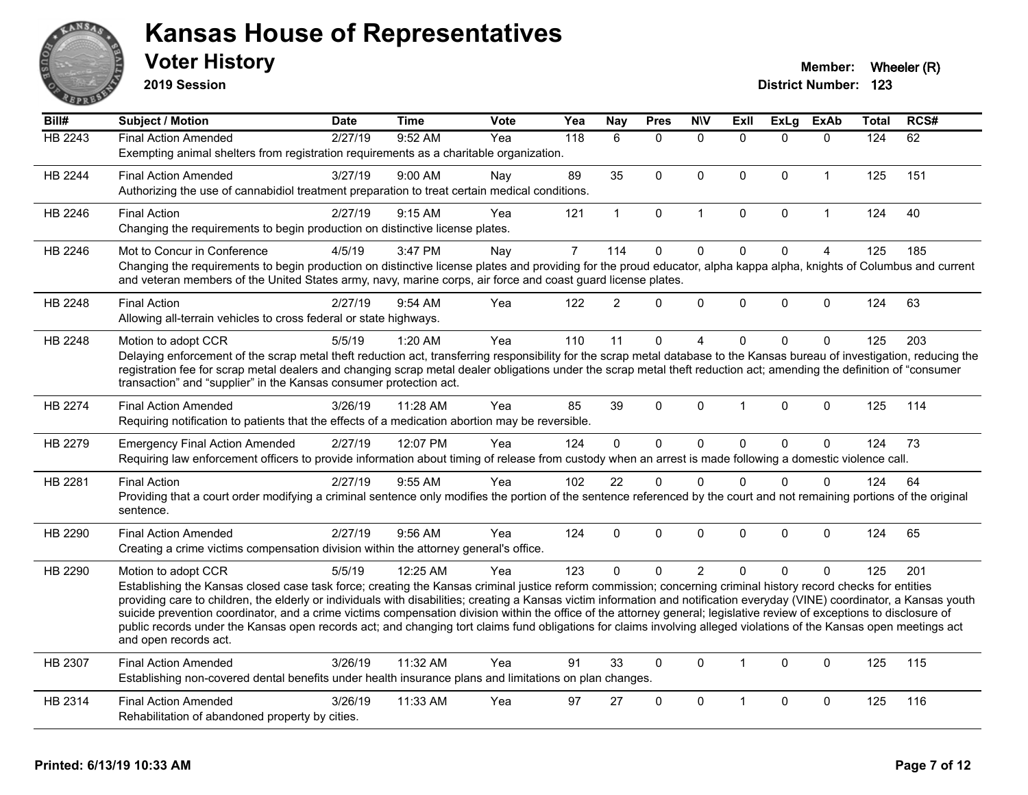# Kansas House of Representatives

## Voter History

**2019 Session**

**Member:** Wheeler (R)

**District Number:** 123

| Bill# | Subject / Motion | Date | Time | Vote | Yea | Nay | Pres | N\V | ExII | ExLg | ExAb | Total | RCS# |
|---|---|---|---|---|---|---|---|---|---|---|---|---|---|
| HB 2243 | Final Action Amended | 2/27/19 | 9:52 AM | Yea | 118 | 6 | 0 | 0 | 0 | 0 | 0 | 124 | 62 |
| | Exempting animal shelters from registration requirements as a charitable organization. | | | | | | | | | | | | |
| HB 2244 | Final Action Amended | 3/27/19 | 9:00 AM | Nay | 89 | 35 | 0 | 0 | 0 | 0 | 1 | 125 | 151 |
| | Authorizing the use of cannabidiol treatment preparation to treat certain medical conditions. | | | | | | | | | | | | |
| HB 2246 | Final Action | 2/27/19 | 9:15 AM | Yea | 121 | 1 | 0 | 1 | 0 | 0 | 1 | 124 | 40 |
| | Changing the requirements to begin production on distinctive license plates. | | | | | | | | | | | | |
| HB 2246 | Mot to Concur in Conference | 4/5/19 | 3:47 PM | Nay | 7 | 114 | 0 | 0 | 0 | 0 | 4 | 125 | 185 |
| | Changing the requirements to begin production on distinctive license plates and providing for the proud educator, alpha kappa alpha, knights of Columbus and current and veteran members of the United States army, navy, marine corps, air force and coast guard license plates. | | | | | | | | | | | | |
| HB 2248 | Final Action | 2/27/19 | 9:54 AM | Yea | 122 | 2 | 0 | 0 | 0 | 0 | 0 | 124 | 63 |
| | Allowing all-terrain vehicles to cross federal or state highways. | | | | | | | | | | | | |
| HB 2248 | Motion to adopt CCR | 5/5/19 | 1:20 AM | Yea | 110 | 11 | 0 | 4 | 0 | 0 | 0 | 125 | 203 |
| | Delaying enforcement of the scrap metal theft reduction act, transferring responsibility for the scrap metal database to the Kansas bureau of investigation, reducing the registration fee for scrap metal dealers and changing scrap metal dealer obligations under the scrap metal theft reduction act; amending the definition of "consumer transaction" and "supplier" in the Kansas consumer protection act. | | | | | | | | | | | | |
| HB 2274 | Final Action Amended | 3/26/19 | 11:28 AM | Yea | 85 | 39 | 0 | 0 | 1 | 0 | 0 | 125 | 114 |
| | Requiring notification to patients that the effects of a medication abortion may be reversible. | | | | | | | | | | | | |
| HB 2279 | Emergency Final Action Amended | 2/27/19 | 12:07 PM | Yea | 124 | 0 | 0 | 0 | 0 | 0 | 0 | 124 | 73 |
| | Requiring law enforcement officers to provide information about timing of release from custody when an arrest is made following a domestic violence call. | | | | | | | | | | | | |
| HB 2281 | Final Action | 2/27/19 | 9:55 AM | Yea | 102 | 22 | 0 | 0 | 0 | 0 | 0 | 124 | 64 |
| | Providing that a court order modifying a criminal sentence only modifies the portion of the sentence referenced by the court and not remaining portions of the original sentence. | | | | | | | | | | | | |
| HB 2290 | Final Action Amended | 2/27/19 | 9:56 AM | Yea | 124 | 0 | 0 | 0 | 0 | 0 | 0 | 124 | 65 |
| | Creating a crime victims compensation division within the attorney general's office. | | | | | | | | | | | | |
| HB 2290 | Motion to adopt CCR | 5/5/19 | 12:25 AM | Yea | 123 | 0 | 0 | 2 | 0 | 0 | 0 | 125 | 201 |
| | Establishing the Kansas closed case task force; creating the Kansas criminal justice reform commission; concerning criminal history record checks for entities providing care to children, the elderly or individuals with disabilities; creating a Kansas victim information and notification everyday (VINE) coordinator, a Kansas youth suicide prevention coordinator, and a crime victims compensation division within the office of the attorney general; legislative review of exceptions to disclosure of public records under the Kansas open records act; and changing tort claims fund obligations for claims involving alleged violations of the Kansas open meetings act and open records act. | | | | | | | | | | | | |
| HB 2307 | Final Action Amended | 3/26/19 | 11:32 AM | Yea | 91 | 33 | 0 | 0 | 1 | 0 | 0 | 125 | 115 |
| | Establishing non-covered dental benefits under health insurance plans and limitations on plan changes. | | | | | | | | | | | | |
| HB 2314 | Final Action Amended | 3/26/19 | 11:33 AM | Yea | 97 | 27 | 0 | 0 | 1 | 0 | 0 | 125 | 116 |
| | Rehabilitation of abandoned property by cities. | | | | | | | | | | | | |

**Printed: 6/13/19 10:33 AM**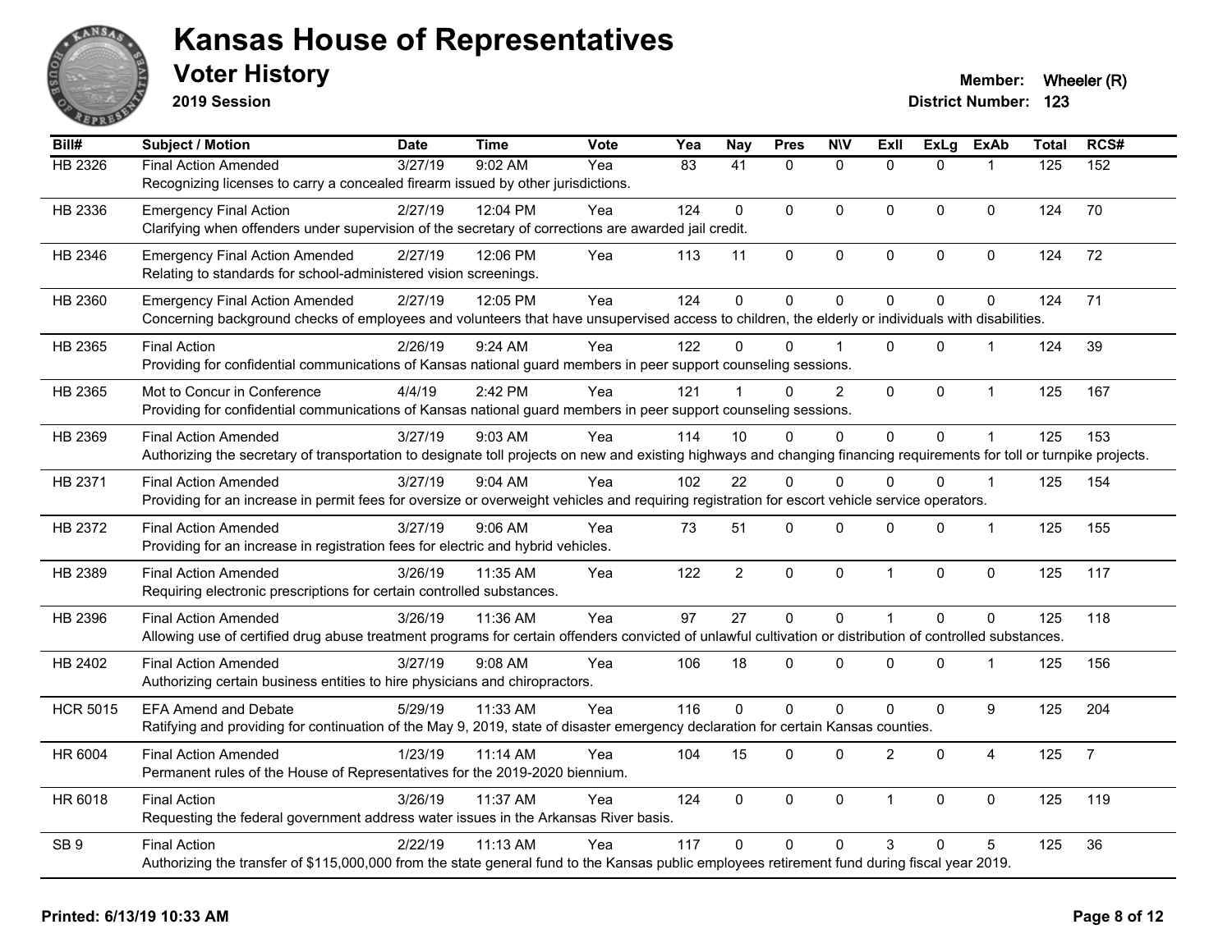# Kansas House of Representatives

## Voter History

**2019 Session**

**Member:** Wheeler (R)
**District Number:** 123

| Bill# | Subject / Motion | Date | Time | Vote | Yea | Nay | Pres | N\V | ExII | ExLg | ExAb | Total | RCS# |
|---|---|---|---|---|---|---|---|---|---|---|---|---|---|
| HB 2326 | Final Action Amended | 3/27/19 | 9:02 AM | Yea | 83 | 41 | 0 | 0 | 0 | 0 | 1 | 125 | 152 |
| | Recognizing licenses to carry a concealed firearm issued by other jurisdictions. | | | | | | | | | | | | |
| HB 2336 | Emergency Final Action | 2/27/19 | 12:04 PM | Yea | 124 | 0 | 0 | 0 | 0 | 0 | 0 | 124 | 70 |
| | Clarifying when offenders under supervision of the secretary of corrections are awarded jail credit. | | | | | | | | | | | | |
| HB 2346 | Emergency Final Action Amended | 2/27/19 | 12:06 PM | Yea | 113 | 11 | 0 | 0 | 0 | 0 | 0 | 124 | 72 |
| | Relating to standards for school-administered vision screenings. | | | | | | | | | | | | |
| HB 2360 | Emergency Final Action Amended | 2/27/19 | 12:05 PM | Yea | 124 | 0 | 0 | 0 | 0 | 0 | 0 | 124 | 71 |
| | Concerning background checks of employees and volunteers that have unsupervised access to children, the elderly or individuals with disabilities. | | | | | | | | | | | | |
| HB 2365 | Final Action | 2/26/19 | 9:24 AM | Yea | 122 | 0 | 0 | 1 | 0 | 0 | 1 | 124 | 39 |
| | Providing for confidential communications of Kansas national guard members in peer support counseling sessions. | | | | | | | | | | | | |
| HB 2365 | Mot to Concur in Conference | 4/4/19 | 2:42 PM | Yea | 121 | 1 | 0 | 2 | 0 | 0 | 1 | 125 | 167 |
| | Providing for confidential communications of Kansas national guard members in peer support counseling sessions. | | | | | | | | | | | | |
| HB 2369 | Final Action Amended | 3/27/19 | 9:03 AM | Yea | 114 | 10 | 0 | 0 | 0 | 0 | 1 | 125 | 153 |
| | Authorizing the secretary of transportation to designate toll projects on new and existing highways and changing financing requirements for toll or turnpike projects. | | | | | | | | | | | | |
| HB 2371 | Final Action Amended | 3/27/19 | 9:04 AM | Yea | 102 | 22 | 0 | 0 | 0 | 0 | 1 | 125 | 154 |
| | Providing for an increase in permit fees for oversize or overweight vehicles and requiring registration for escort vehicle service operators. | | | | | | | | | | | | |
| HB 2372 | Final Action Amended | 3/27/19 | 9:06 AM | Yea | 73 | 51 | 0 | 0 | 0 | 0 | 1 | 125 | 155 |
| | Providing for an increase in registration fees for electric and hybrid vehicles. | | | | | | | | | | | | |
| HB 2389 | Final Action Amended | 3/26/19 | 11:35 AM | Yea | 122 | 2 | 0 | 0 | 1 | 0 | 0 | 125 | 117 |
| | Requiring electronic prescriptions for certain controlled substances. | | | | | | | | | | | | |
| HB 2396 | Final Action Amended | 3/26/19 | 11:36 AM | Yea | 97 | 27 | 0 | 0 | 1 | 0 | 0 | 125 | 118 |
| | Allowing use of certified drug abuse treatment programs for certain offenders convicted of unlawful cultivation or distribution of controlled substances. | | | | | | | | | | | | |
| HB 2402 | Final Action Amended | 3/27/19 | 9:08 AM | Yea | 106 | 18 | 0 | 0 | 0 | 0 | 1 | 125 | 156 |
| | Authorizing certain business entities to hire physicians and chiropractors. | | | | | | | | | | | | |
| HCR 5015 | EFA Amend and Debate | 5/29/19 | 11:33 AM | Yea | 116 | 0 | 0 | 0 | 0 | 0 | 9 | 125 | 204 |
| | Ratifying and providing for continuation of the May 9, 2019, state of disaster emergency declaration for certain Kansas counties. | | | | | | | | | | | | |
| HR 6004 | Final Action Amended | 1/23/19 | 11:14 AM | Yea | 104 | 15 | 0 | 0 | 2 | 0 | 4 | 125 | 7 |
| | Permanent rules of the House of Representatives for the 2019-2020 biennium. | | | | | | | | | | | | |
| HR 6018 | Final Action | 3/26/19 | 11:37 AM | Yea | 124 | 0 | 0 | 0 | 1 | 0 | 0 | 125 | 119 |
| | Requesting the federal government address water issues in the Arkansas River basis. | | | | | | | | | | | | |
| SB 9 | Final Action | 2/22/19 | 11:13 AM | Yea | 117 | 0 | 0 | 0 | 3 | 0 | 5 | 125 | 36 |
| | Authorizing the transfer of $115,000,000 from the state general fund to the Kansas public employees retirement fund during fiscal year 2019. | | | | | | | | | | | | |

**Printed: 6/13/19 10:33 AM**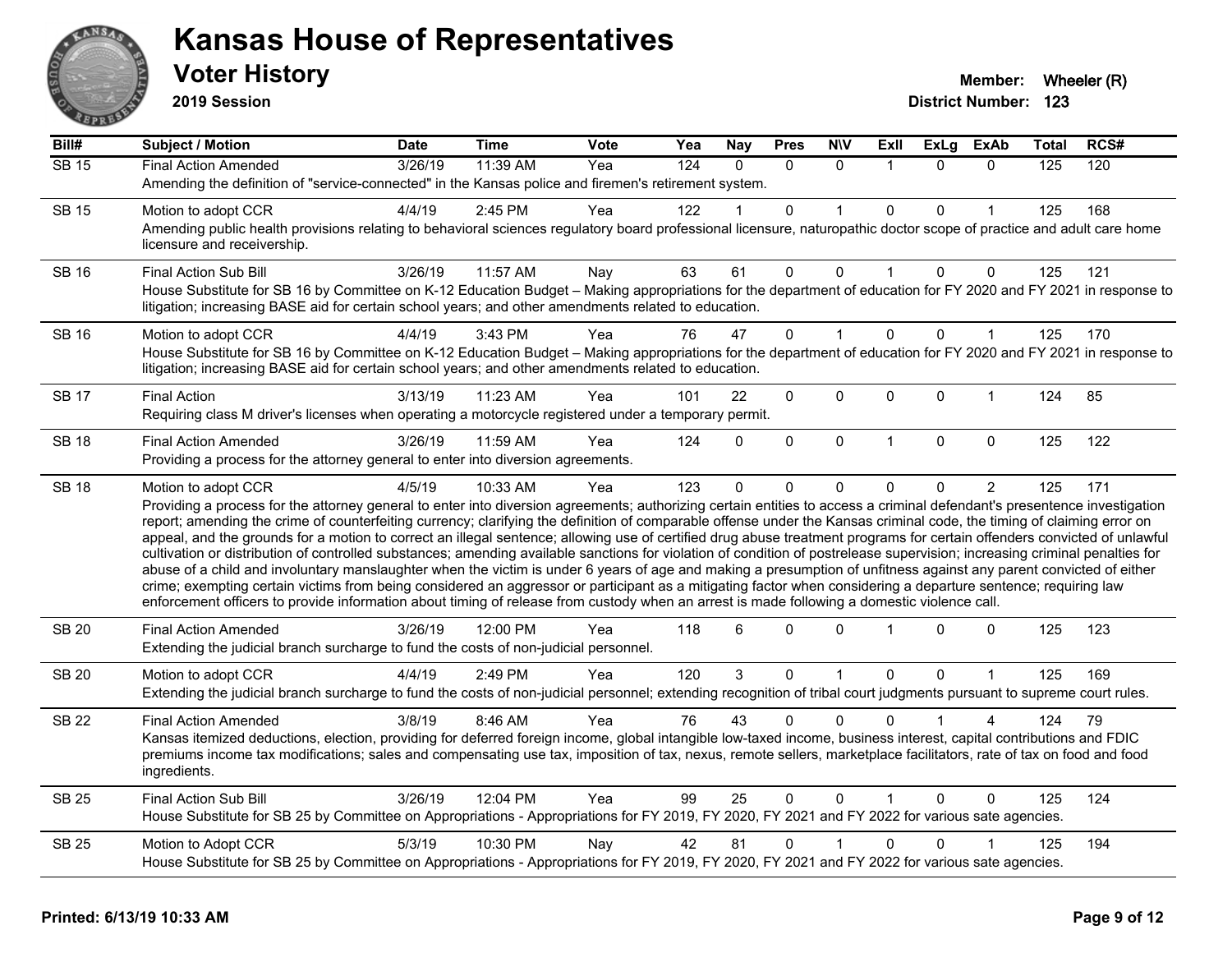# Kansas House of Representatives

## Voter History

**2019 Session**

**Member:** Wheeler (R)
**District Number:** 123

| Bill# | Subject / Motion | Date | Time | Vote | Yea | Nay | Pres | N\V | ExII | ExLg | ExAb | Total | RCS# |
|---|---|---|---|---|---|---|---|---|---|---|---|---|---|
| SB 15 | Final Action Amended | 3/26/19 | 11:39 AM | Yea | 124 | 0 | 0 | 0 | 1 | 0 | 0 | 125 | 120 |
| | Amending the definition of "service-connected" in the Kansas police and firemen's retirement system. | | | | | | | | | | | | |
| SB 15 | Motion to adopt CCR | 4/4/19 | 2:45 PM | Yea | 122 | 1 | 0 | 1 | 0 | 0 | 1 | 125 | 168 |
| | Amending public health provisions relating to behavioral sciences regulatory board professional licensure, naturopathic doctor scope of practice and adult care home licensure and receivership. | | | | | | | | | | | | |
| SB 16 | Final Action Sub Bill | 3/26/19 | 11:57 AM | Nay | 63 | 61 | 0 | 0 | 1 | 0 | 0 | 125 | 121 |
| | House Substitute for SB 16 by Committee on K-12 Education Budget – Making appropriations for the department of education for FY 2020 and FY 2021 in response to litigation; increasing BASE aid for certain school years; and other amendments related to education. | | | | | | | | | | | | |
| SB 16 | Motion to adopt CCR | 4/4/19 | 3:43 PM | Yea | 76 | 47 | 0 | 1 | 0 | 0 | 1 | 125 | 170 |
| | House Substitute for SB 16 by Committee on K-12 Education Budget – Making appropriations for the department of education for FY 2020 and FY 2021 in response to litigation; increasing BASE aid for certain school years; and other amendments related to education. | | | | | | | | | | | | |
| SB 17 | Final Action | 3/13/19 | 11:23 AM | Yea | 101 | 22 | 0 | 0 | 0 | 0 | 1 | 124 | 85 |
| | Requiring class M driver's licenses when operating a motorcycle registered under a temporary permit. | | | | | | | | | | | | |
| SB 18 | Final Action Amended | 3/26/19 | 11:59 AM | Yea | 124 | 0 | 0 | 0 | 1 | 0 | 0 | 125 | 122 |
| | Providing a process for the attorney general to enter into diversion agreements. | | | | | | | | | | | | |
| SB 18 | Motion to adopt CCR | 4/5/19 | 10:33 AM | Yea | 123 | 0 | 0 | 0 | 0 | 0 | 2 | 125 | 171 |
| | Providing a process for the attorney general to enter into diversion agreements; authorizing certain entities to access a criminal defendant's presentence investigation report; amending the crime of counterfeiting currency; clarifying the definition of comparable offense under the Kansas criminal code, the timing of claiming error on appeal, and the grounds for a motion to correct an illegal sentence; allowing use of certified drug abuse treatment programs for certain offenders convicted of unlawful cultivation or distribution of controlled substances; amending available sanctions for violation of condition of postrelease supervision; increasing criminal penalties for abuse of a child and involuntary manslaughter when the victim is under 6 years of age and making a presumption of unfitness against any parent convicted of either crime; exempting certain victims from being considered an aggressor or participant as a mitigating factor when considering a departure sentence; requiring law enforcement officers to provide information about timing of release from custody when an arrest is made following a domestic violence call. | | | | | | | | | | | | |
| SB 20 | Final Action Amended | 3/26/19 | 12:00 PM | Yea | 118 | 6 | 0 | 0 | 1 | 0 | 0 | 125 | 123 |
| | Extending the judicial branch surcharge to fund the costs of non-judicial personnel. | | | | | | | | | | | | |
| SB 20 | Motion to adopt CCR | 4/4/19 | 2:49 PM | Yea | 120 | 3 | 0 | 1 | 0 | 0 | 1 | 125 | 169 |
| | Extending the judicial branch surcharge to fund the costs of non-judicial personnel; extending recognition of tribal court judgments pursuant to supreme court rules. | | | | | | | | | | | | |
| SB 22 | Final Action Amended | 3/8/19 | 8:46 AM | Yea | 76 | 43 | 0 | 0 | 0 | 1 | 4 | 124 | 79 |
| | Kansas itemized deductions, election, providing for deferred foreign income, global intangible low-taxed income, business interest, capital contributions and FDIC premiums income tax modifications; sales and compensating use tax, imposition of tax, nexus, remote sellers, marketplace facilitators, rate of tax on food and food ingredients. | | | | | | | | | | | | |
| SB 25 | Final Action Sub Bill | 3/26/19 | 12:04 PM | Yea | 99 | 25 | 0 | 0 | 1 | 0 | 0 | 125 | 124 |
| | House Substitute for SB 25 by Committee on Appropriations - Appropriations for FY 2019, FY 2020, FY 2021 and FY 2022 for various sate agencies. | | | | | | | | | | | | |
| SB 25 | Motion to Adopt CCR | 5/3/19 | 10:30 PM | Nay | 42 | 81 | 0 | 1 | 0 | 0 | 1 | 125 | 194 |
| | House Substitute for SB 25 by Committee on Appropriations - Appropriations for FY 2019, FY 2020, FY 2021 and FY 2022 for various sate agencies. | | | | | | | | | | | | |

**Printed: 6/13/19 10:33 AM**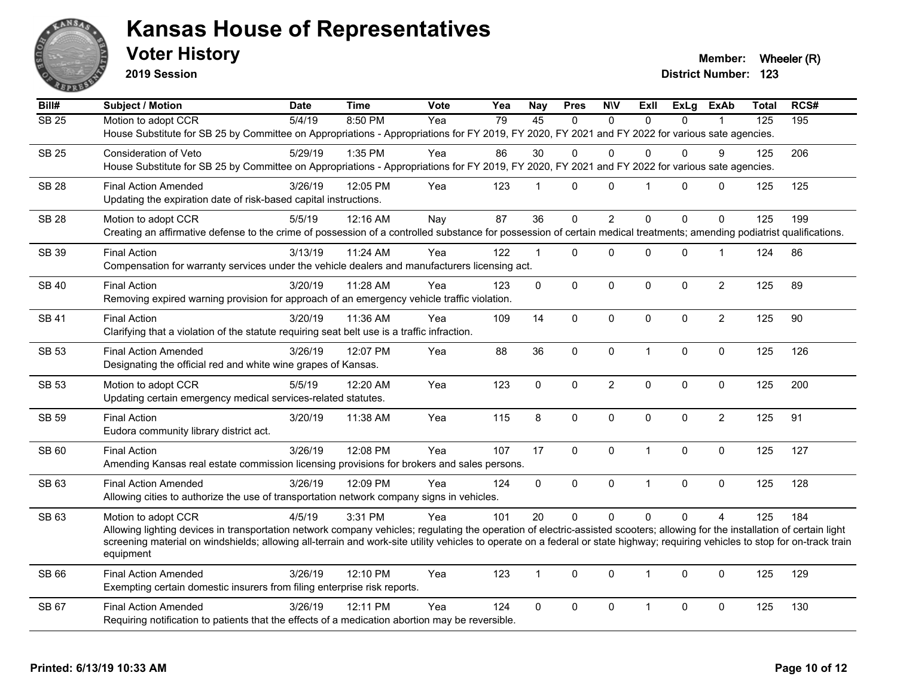# Kansas House of Representatives

## Voter History

**2019 Session**

**Member:** Wheeler (R)
**District Number:** 123

| Bill# | Subject / Motion | Date | Time | Vote | Yea | Nay | Pres | N\V | ExII | ExLg | ExAb | Total | RCS# |
|---|---|---|---|---|---|---|---|---|---|---|---|---|---|
| SB 25 | Motion to adopt CCR | 5/4/19 | 8:50 PM | Yea | 79 | 45 | 0 | 0 | 0 | 0 | 1 | 125 | 195 |
| | House Substitute for SB 25 by Committee on Appropriations - Appropriations for FY 2019, FY 2020, FY 2021 and FY 2022 for various sate agencies. | | | | | | | | | | | | |
| SB 25 | Consideration of Veto | 5/29/19 | 1:35 PM | Yea | 86 | 30 | 0 | 0 | 0 | 0 | 9 | 125 | 206 |
| | House Substitute for SB 25 by Committee on Appropriations - Appropriations for FY 2019, FY 2020, FY 2021 and FY 2022 for various sate agencies. | | | | | | | | | | | | |
| SB 28 | Final Action Amended | 3/26/19 | 12:05 PM | Yea | 123 | 1 | 0 | 0 | 1 | 0 | 0 | 125 | 125 |
| | Updating the expiration date of risk-based capital instructions. | | | | | | | | | | | | |
| SB 28 | Motion to adopt CCR | 5/5/19 | 12:16 AM | Nay | 87 | 36 | 0 | 2 | 0 | 0 | 0 | 125 | 199 |
| | Creating an affirmative defense to the crime of possession of a controlled substance for possession of certain medical treatments; amending podiatrist qualifications. | | | | | | | | | | | | |
| SB 39 | Final Action | 3/13/19 | 11:24 AM | Yea | 122 | 1 | 0 | 0 | 0 | 0 | 1 | 124 | 86 |
| | Compensation for warranty services under the vehicle dealers and manufacturers licensing act. | | | | | | | | | | | | |
| SB 40 | Final Action | 3/20/19 | 11:28 AM | Yea | 123 | 0 | 0 | 0 | 0 | 0 | 2 | 125 | 89 |
| | Removing expired warning provision for approach of an emergency vehicle traffic violation. | | | | | | | | | | | | |
| SB 41 | Final Action | 3/20/19 | 11:36 AM | Yea | 109 | 14 | 0 | 0 | 0 | 0 | 2 | 125 | 90 |
| | Clarifying that a violation of the statute requiring seat belt use is a traffic infraction. | | | | | | | | | | | | |
| SB 53 | Final Action Amended | 3/26/19 | 12:07 PM | Yea | 88 | 36 | 0 | 0 | 1 | 0 | 0 | 125 | 126 |
| | Designating the official red and white wine grapes of Kansas. | | | | | | | | | | | | |
| SB 53 | Motion to adopt CCR | 5/5/19 | 12:20 AM | Yea | 123 | 0 | 0 | 2 | 0 | 0 | 0 | 125 | 200 |
| | Updating certain emergency medical services-related statutes. | | | | | | | | | | | | |
| SB 59 | Final Action | 3/20/19 | 11:38 AM | Yea | 115 | 8 | 0 | 0 | 0 | 0 | 2 | 125 | 91 |
| | Eudora community library district act. | | | | | | | | | | | | |
| SB 60 | Final Action | 3/26/19 | 12:08 PM | Yea | 107 | 17 | 0 | 0 | 1 | 0 | 0 | 125 | 127 |
| | Amending Kansas real estate commission licensing provisions for brokers and sales persons. | | | | | | | | | | | | |
| SB 63 | Final Action Amended | 3/26/19 | 12:09 PM | Yea | 124 | 0 | 0 | 0 | 1 | 0 | 0 | 125 | 128 |
| | Allowing cities to authorize the use of transportation network company signs in vehicles. | | | | | | | | | | | | |
| SB 63 | Motion to adopt CCR | 4/5/19 | 3:31 PM | Yea | 101 | 20 | 0 | 0 | 0 | 0 | 4 | 125 | 184 |
| | Allowing lighting devices in transportation network company vehicles; regulating the operation of electric-assisted scooters; allowing for the installation of certain light screening material on windshields; allowing all-terrain and work-site utility vehicles to operate on a federal or state highway; requiring vehicles to stop for on-track train equipment | | | | | | | | | | | | |
| SB 66 | Final Action Amended | 3/26/19 | 12:10 PM | Yea | 123 | 1 | 0 | 0 | 1 | 0 | 0 | 125 | 129 |
| | Exempting certain domestic insurers from filing enterprise risk reports. | | | | | | | | | | | | |
| SB 67 | Final Action Amended | 3/26/19 | 12:11 PM | Yea | 124 | 0 | 0 | 0 | 1 | 0 | 0 | 125 | 130 |
| | Requiring notification to patients that the effects of a medication abortion may be reversible. | | | | | | | | | | | | |

**Printed: 6/13/19 10:33 AM**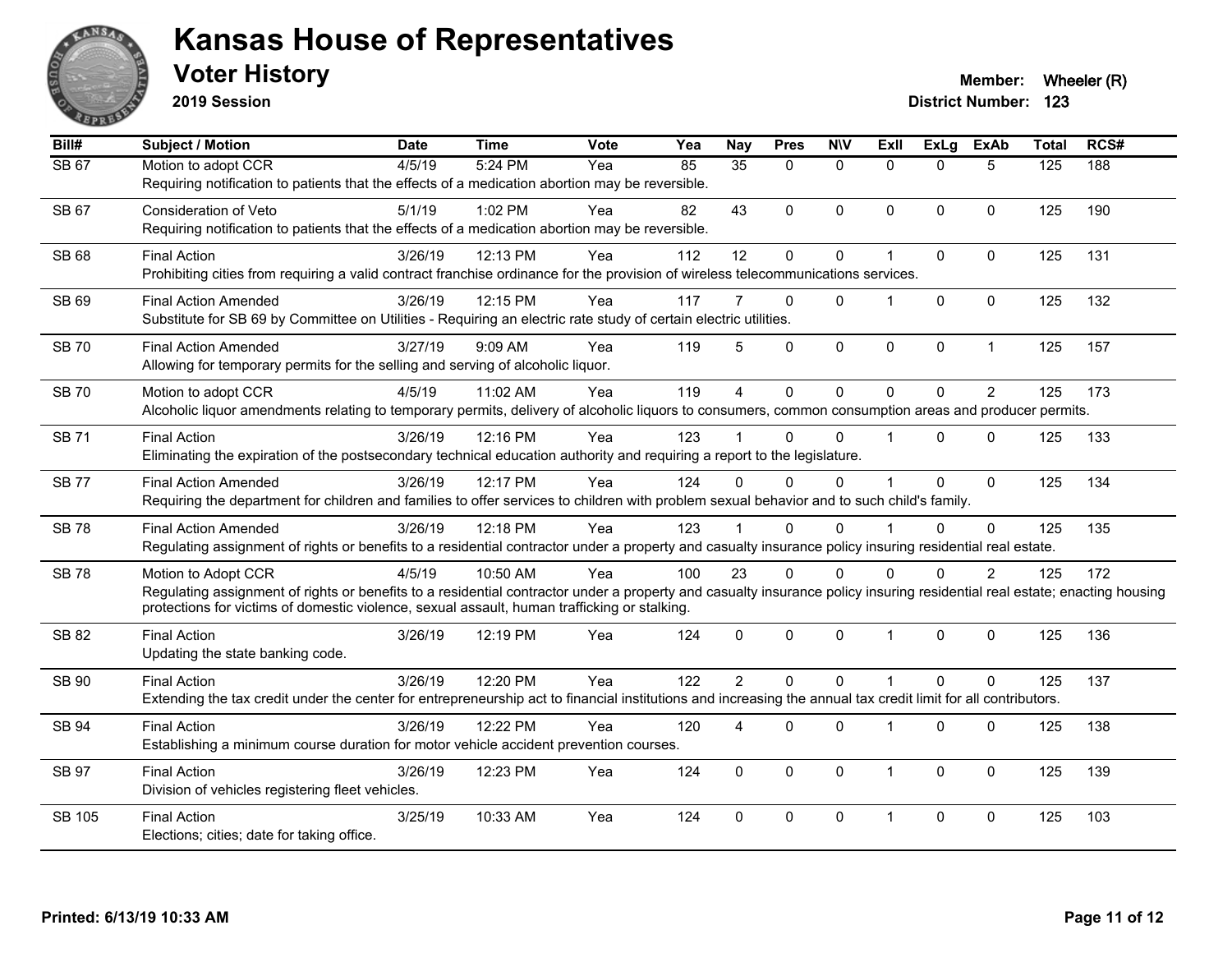# Kansas House of Representatives

## Voter History

**2019 Session**

**Member:** Wheeler (R)
**District Number:** 123

| Bill# | Subject / Motion | Date | Time | Vote | Yea | Nay | Pres | N\V | ExII | ExLg | ExAb | Total | RCS# |
|---|---|---|---|---|---|---|---|---|---|---|---|---|---|
| SB 67 | Motion to adopt CCR | 4/5/19 | 5:24 PM | Yea | 85 | 35 | 0 | 0 | 0 | 0 | 5 | 125 | 188 |
| | Requiring notification to patients that the effects of a medication abortion may be reversible. | | | | | | | | | | | | |
| SB 67 | Consideration of Veto | 5/1/19 | 1:02 PM | Yea | 82 | 43 | 0 | 0 | 0 | 0 | 0 | 125 | 190 |
| | Requiring notification to patients that the effects of a medication abortion may be reversible. | | | | | | | | | | | | |
| SB 68 | Final Action | 3/26/19 | 12:13 PM | Yea | 112 | 12 | 0 | 0 | 1 | 0 | 0 | 125 | 131 |
| | Prohibiting cities from requiring a valid contract franchise ordinance for the provision of wireless telecommunications services. | | | | | | | | | | | | |
| SB 69 | Final Action Amended | 3/26/19 | 12:15 PM | Yea | 117 | 7 | 0 | 0 | 1 | 0 | 0 | 125 | 132 |
| | Substitute for SB 69 by Committee on Utilities - Requiring an electric rate study of certain electric utilities. | | | | | | | | | | | | |
| SB 70 | Final Action Amended | 3/27/19 | 9:09 AM | Yea | 119 | 5 | 0 | 0 | 0 | 0 | 1 | 125 | 157 |
| | Allowing for temporary permits for the selling and serving of alcoholic liquor. | | | | | | | | | | | | |
| SB 70 | Motion to adopt CCR | 4/5/19 | 11:02 AM | Yea | 119 | 4 | 0 | 0 | 0 | 0 | 2 | 125 | 173 |
| | Alcoholic liquor amendments relating to temporary permits, delivery of alcoholic liquors to consumers, common consumption areas and producer permits. | | | | | | | | | | | | |
| SB 71 | Final Action | 3/26/19 | 12:16 PM | Yea | 123 | 1 | 0 | 0 | 1 | 0 | 0 | 125 | 133 |
| | Eliminating the expiration of the postsecondary technical education authority and requiring a report to the legislature. | | | | | | | | | | | | |
| SB 77 | Final Action Amended | 3/26/19 | 12:17 PM | Yea | 124 | 0 | 0 | 0 | 1 | 0 | 0 | 125 | 134 |
| | Requiring the department for children and families to offer services to children with problem sexual behavior and to such child's family. | | | | | | | | | | | | |
| SB 78 | Final Action Amended | 3/26/19 | 12:18 PM | Yea | 123 | 1 | 0 | 0 | 1 | 0 | 0 | 125 | 135 |
| | Regulating assignment of rights or benefits to a residential contractor under a property and casualty insurance policy insuring residential real estate. | | | | | | | | | | | | |
| SB 78 | Motion to Adopt CCR | 4/5/19 | 10:50 AM | Yea | 100 | 23 | 0 | 0 | 0 | 0 | 2 | 125 | 172 |
| | Regulating assignment of rights or benefits to a residential contractor under a property and casualty insurance policy insuring residential real estate; enacting housing protections for victims of domestic violence, sexual assault, human trafficking or stalking. | | | | | | | | | | | | |
| SB 82 | Final Action | 3/26/19 | 12:19 PM | Yea | 124 | 0 | 0 | 0 | 1 | 0 | 0 | 125 | 136 |
| | Updating the state banking code. | | | | | | | | | | | | |
| SB 90 | Final Action | 3/26/19 | 12:20 PM | Yea | 122 | 2 | 0 | 0 | 1 | 0 | 0 | 125 | 137 |
| | Extending the tax credit under the center for entrepreneurship act to financial institutions and increasing the annual tax credit limit for all contributors. | | | | | | | | | | | | |
| SB 94 | Final Action | 3/26/19 | 12:22 PM | Yea | 120 | 4 | 0 | 0 | 1 | 0 | 0 | 125 | 138 |
| | Establishing a minimum course duration for motor vehicle accident prevention courses. | | | | | | | | | | | | |
| SB 97 | Final Action | 3/26/19 | 12:23 PM | Yea | 124 | 0 | 0 | 0 | 1 | 0 | 0 | 125 | 139 |
| | Division of vehicles registering fleet vehicles. | | | | | | | | | | | | |
| SB 105 | Final Action | 3/25/19 | 10:33 AM | Yea | 124 | 0 | 0 | 0 | 1 | 0 | 0 | 125 | 103 |
| | Elections; cities; date for taking office. | | | | | | | | | | | | |

Printed: 6/13/19 10:33 AM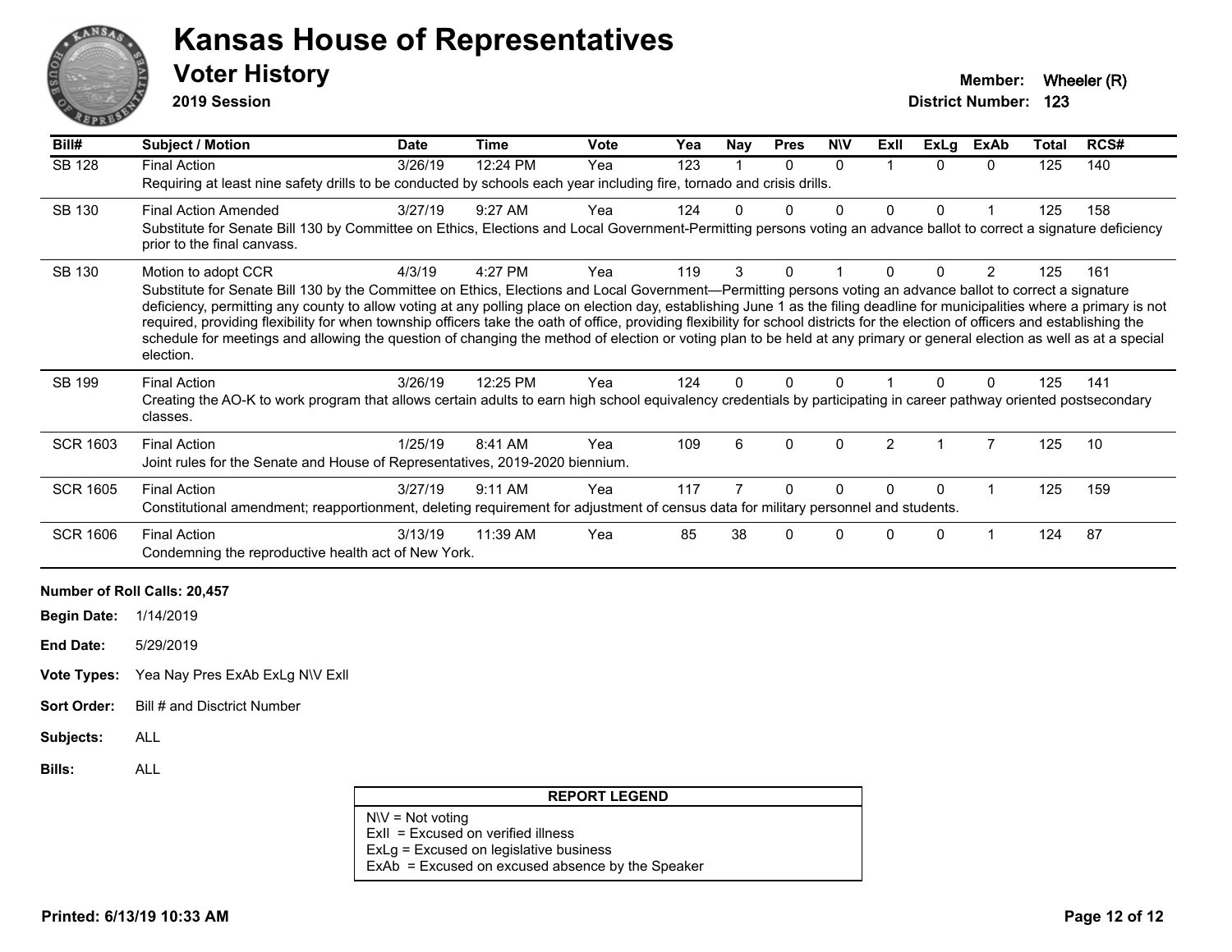# Kansas House of Representatives

## Voter History

**2019 Session**

**Member:** Wheeler (R)
**District Number:** 123

| Bill# | Subject / Motion | Date | Time | Vote | Yea | Nay | Pres | N\V | ExIl | ExLg | ExAb | Total | RCS# |
|---|---|---|---|---|---|---|---|---|---|---|---|---|---|
| SB 128 | Final Action | 3/26/19 | 12:24 PM | Yea | 123 | 1 | 0 | 0 | 1 | 0 | 0 | 125 | 140 |
| | Requiring at least nine safety drills to be conducted by schools each year including fire, tornado and crisis drills. | | | | | | | | | | | | |
| SB 130 | Final Action Amended | 3/27/19 | 9:27 AM | Yea | 124 | 0 | 0 | 0 | 0 | 0 | 1 | 125 | 158 |
| | Substitute for Senate Bill 130 by Committee on Ethics, Elections and Local Government-Permitting persons voting an advance ballot to correct a signature deficiency prior to the final canvass. | | | | | | | | | | | | |
| SB 130 | Motion to adopt CCR | 4/3/19 | 4:27 PM | Yea | 119 | 3 | 0 | 1 | 0 | 0 | 2 | 125 | 161 |
| | Substitute for Senate Bill 130 by the Committee on Ethics, Elections and Local Government—Permitting persons voting an advance ballot to correct a signature deficiency, permitting any county to allow voting at any polling place on election day, establishing June 1 as the filing deadline for municipalities where a primary is not required, providing flexibility for when township officers take the oath of office, providing flexibility for school districts for the election of officers and establishing the schedule for meetings and allowing the question of changing the method of election or voting plan to be held at any primary or general election as well as at a special election. | | | | | | | | | | | | |
| SB 199 | Final Action | 3/26/19 | 12:25 PM | Yea | 124 | 0 | 0 | 0 | 1 | 0 | 0 | 125 | 141 |
| | Creating the AO-K to work program that allows certain adults to earn high school equivalency credentials by participating in career pathway oriented postsecondary classes. | | | | | | | | | | | | |
| SCR 1603 | Final Action | 1/25/19 | 8:41 AM | Yea | 109 | 6 | 0 | 0 | 2 | 1 | 7 | 125 | 10 |
| | Joint rules for the Senate and House of Representatives, 2019-2020 biennium. | | | | | | | | | | | | |
| SCR 1605 | Final Action | 3/27/19 | 9:11 AM | Yea | 117 | 7 | 0 | 0 | 0 | 0 | 1 | 125 | 159 |
| | Constitutional amendment; reapportionment, deleting requirement for adjustment of census data for military personnel and students. | | | | | | | | | | | | |
| SCR 1606 | Final Action | 3/13/19 | 11:39 AM | Yea | 85 | 38 | 0 | 0 | 0 | 0 | 1 | 124 | 87 |
| | Condemning the reproductive health act of New York. | | | | | | | | | | | | |

**Number of Roll Calls: 20,457**

**Begin Date:** 1/14/2019

**End Date:** 5/29/2019

**Vote Types:** Yea Nay Pres ExAb ExLg N\V ExIl

**Sort Order:** Bill # and Disctrict Number

**Subjects:** ALL

**Bills:** ALL

**REPORT LEGEND**

N\V = Not voting
ExIl = Excused on verified illness
ExLg = Excused on legislative business
ExAb = Excused on excused absence by the Speaker

**Printed: 6/13/19 10:33 AM**